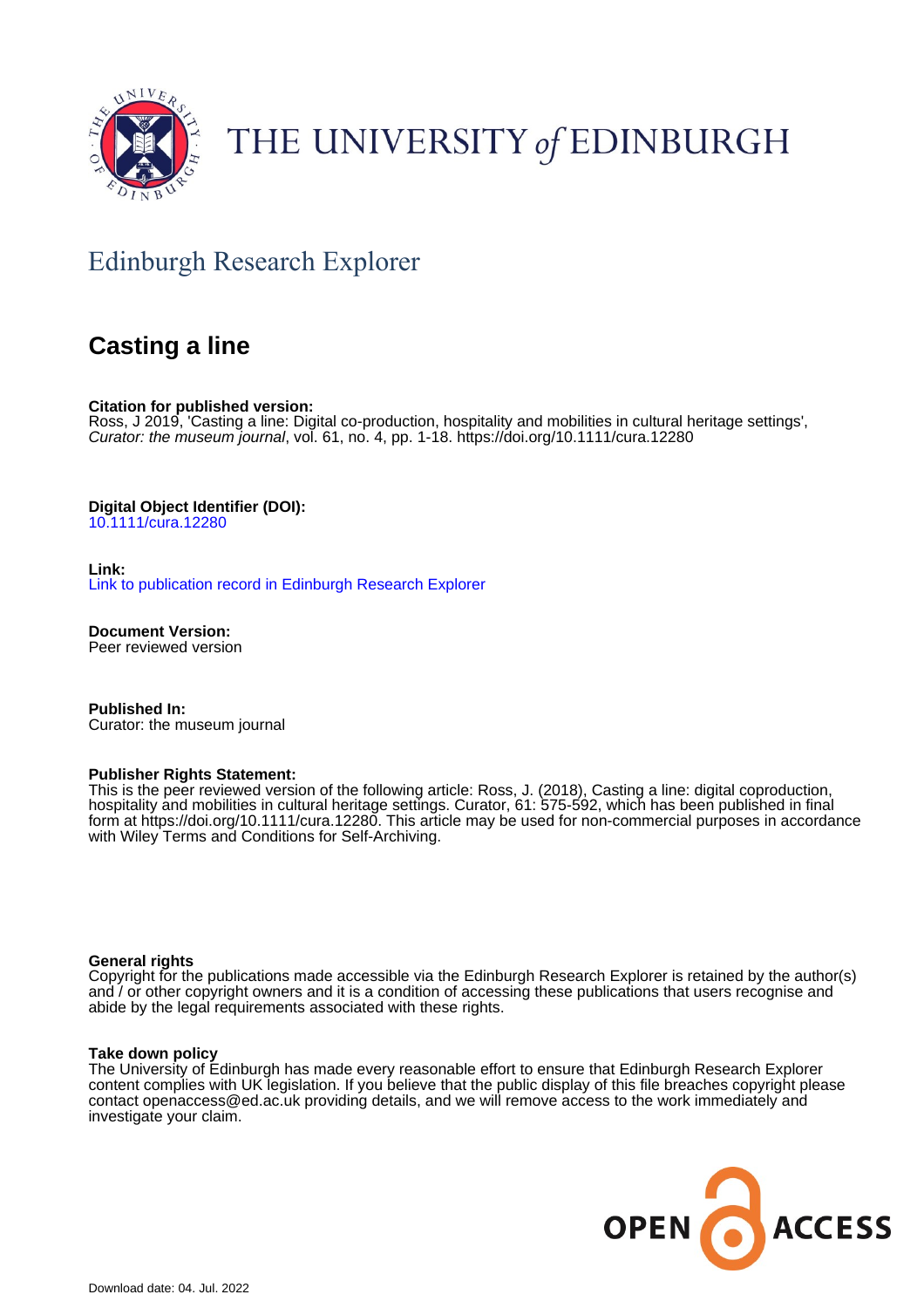THE UNIVERSITY *of* EDINBURGH

## Edinburgh Research Explorer

# Casting a line

**Citation for published version:**
Ross, J 2019, 'Casting a line: Digital co-production, hospitality and mobilities in cultural heritage settings', *Curator: the museum journal*, vol. 61, no. 4, pp. 1-18. https://doi.org/10.1111/cura.12280

**Digital Object Identifier (DOI):**
10.1111/cura.12280

**Link:**
Link to publication record in Edinburgh Research Explorer

**Document Version:**
Peer reviewed version

**Published In:**
Curator: the museum journal

**Publisher Rights Statement:**
This is the peer reviewed version of the following article: Ross, J. (2018), Casting a line: digital coproduction, hospitality and mobilities in cultural heritage settings. Curator, 61: 575-592, which has been published in final form at https://doi.org/10.1111/cura.12280. This article may be used for non-commercial purposes in accordance with Wiley Terms and Conditions for Self-Archiving.

**General rights**
Copyright for the publications made accessible via the Edinburgh Research Explorer is retained by the author(s) and / or other copyright owners and it is a condition of accessing these publications that users recognise and abide by the legal requirements associated with these rights.

**Take down policy**
The University of Edinburgh has made every reasonable effort to ensure that Edinburgh Research Explorer content complies with UK legislation. If you believe that the public display of this file breaches copyright please contact openaccess@ed.ac.uk providing details, and we will remove access to the work immediately and investigate your claim.

OPEN ACCESS

Download date: 04. Jul. 2022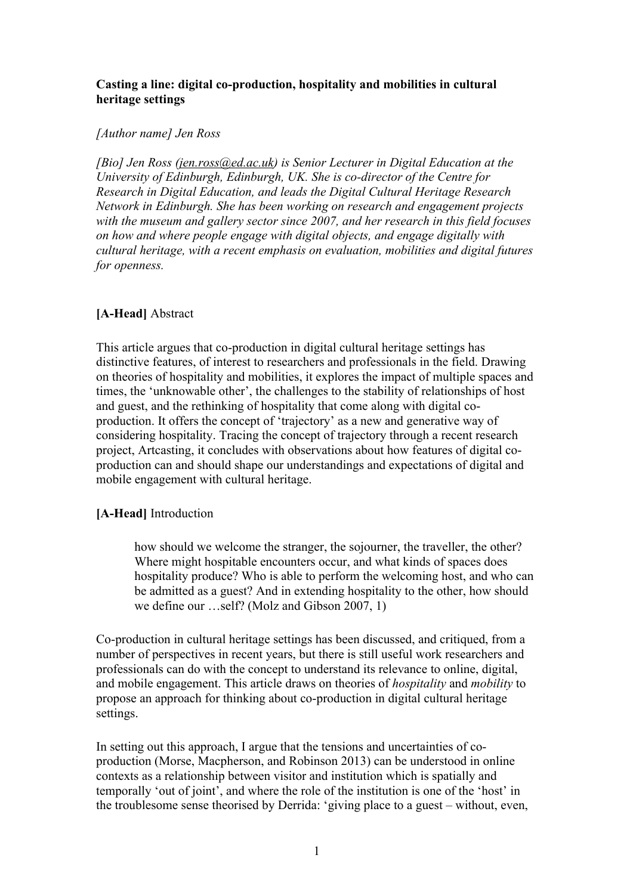**Casting a line: digital co-production, hospitality and mobilities in cultural heritage settings**

*[Author name] Jen Ross*

*[Bio] Jen Ross (jen.ross@ed.ac.uk) is Senior Lecturer in Digital Education at the University of Edinburgh, Edinburgh, UK. She is co-director of the Centre for Research in Digital Education, and leads the Digital Cultural Heritage Research Network in Edinburgh. She has been working on research and engagement projects with the museum and gallery sector since 2007, and her research in this field focuses on how and where people engage with digital objects, and engage digitally with cultural heritage, with a recent emphasis on evaluation, mobilities and digital futures for openness.*

## **[A-Head]** Abstract

This article argues that co-production in digital cultural heritage settings has distinctive features, of interest to researchers and professionals in the field. Drawing on theories of hospitality and mobilities, it explores the impact of multiple spaces and times, the 'unknowable other', the challenges to the stability of relationships of host and guest, and the rethinking of hospitality that come along with digital co-production. It offers the concept of 'trajectory' as a new and generative way of considering hospitality. Tracing the concept of trajectory through a recent research project, Artcasting, it concludes with observations about how features of digital co-production can and should shape our understandings and expectations of digital and mobile engagement with cultural heritage.

## **[A-Head]** Introduction

> how should we welcome the stranger, the sojourner, the traveller, the other? Where might hospitable encounters occur, and what kinds of spaces does hospitality produce? Who is able to perform the welcoming host, and who can be admitted as a guest? And in extending hospitality to the other, how should we define our …self? (Molz and Gibson 2007, 1)

Co-production in cultural heritage settings has been discussed, and critiqued, from a number of perspectives in recent years, but there is still useful work researchers and professionals can do with the concept to understand its relevance to online, digital, and mobile engagement. This article draws on theories of *hospitality* and *mobility* to propose an approach for thinking about co-production in digital cultural heritage settings.

In setting out this approach, I argue that the tensions and uncertainties of co-production (Morse, Macpherson, and Robinson 2013) can be understood in online contexts as a relationship between visitor and institution which is spatially and temporally 'out of joint', and where the role of the institution is one of the 'host' in the troublesome sense theorised by Derrida: 'giving place to a guest – without, even,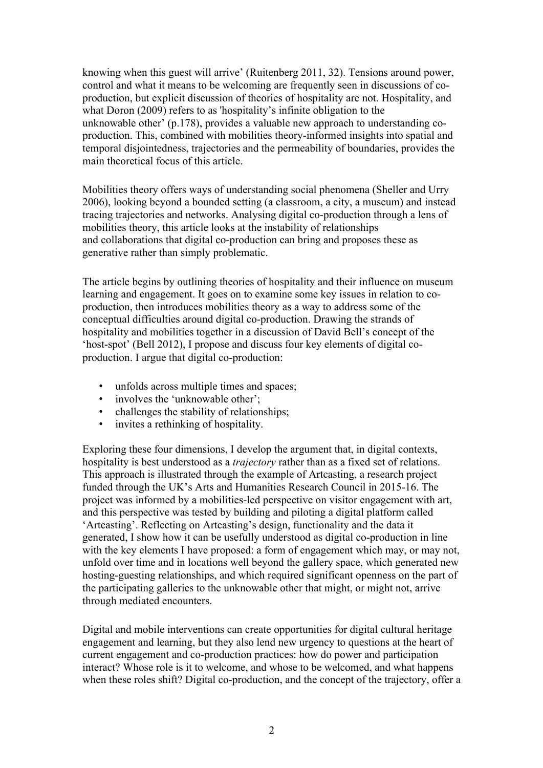knowing when this guest will arrive' (Ruitenberg 2011, 32). Tensions around power, control and what it means to be welcoming are frequently seen in discussions of co-production, but explicit discussion of theories of hospitality are not. Hospitality, and what Doron (2009) refers to as 'hospitality's infinite obligation to the unknowable other' (p.178), provides a valuable new approach to understanding co-production. This, combined with mobilities theory-informed insights into spatial and temporal disjointedness, trajectories and the permeability of boundaries, provides the main theoretical focus of this article.

Mobilities theory offers ways of understanding social phenomena (Sheller and Urry 2006), looking beyond a bounded setting (a classroom, a city, a museum) and instead tracing trajectories and networks. Analysing digital co-production through a lens of mobilities theory, this article looks at the instability of relationships and collaborations that digital co-production can bring and proposes these as generative rather than simply problematic.

The article begins by outlining theories of hospitality and their influence on museum learning and engagement. It goes on to examine some key issues in relation to co-production, then introduces mobilities theory as a way to address some of the conceptual difficulties around digital co-production. Drawing the strands of hospitality and mobilities together in a discussion of David Bell's concept of the 'host-spot' (Bell 2012), I propose and discuss four key elements of digital co-production. I argue that digital co-production:

- unfolds across multiple times and spaces;
- involves the 'unknowable other';
- challenges the stability of relationships;
- invites a rethinking of hospitality.

Exploring these four dimensions, I develop the argument that, in digital contexts, hospitality is best understood as a *trajectory* rather than as a fixed set of relations. This approach is illustrated through the example of Artcasting, a research project funded through the UK's Arts and Humanities Research Council in 2015-16. The project was informed by a mobilities-led perspective on visitor engagement with art, and this perspective was tested by building and piloting a digital platform called 'Artcasting'. Reflecting on Artcasting's design, functionality and the data it generated, I show how it can be usefully understood as digital co-production in line with the key elements I have proposed: a form of engagement which may, or may not, unfold over time and in locations well beyond the gallery space, which generated new hosting-guesting relationships, and which required significant openness on the part of the participating galleries to the unknowable other that might, or might not, arrive through mediated encounters.

Digital and mobile interventions can create opportunities for digital cultural heritage engagement and learning, but they also lend new urgency to questions at the heart of current engagement and co-production practices: how do power and participation interact? Whose role is it to welcome, and whose to be welcomed, and what happens when these roles shift? Digital co-production, and the concept of the trajectory, offer a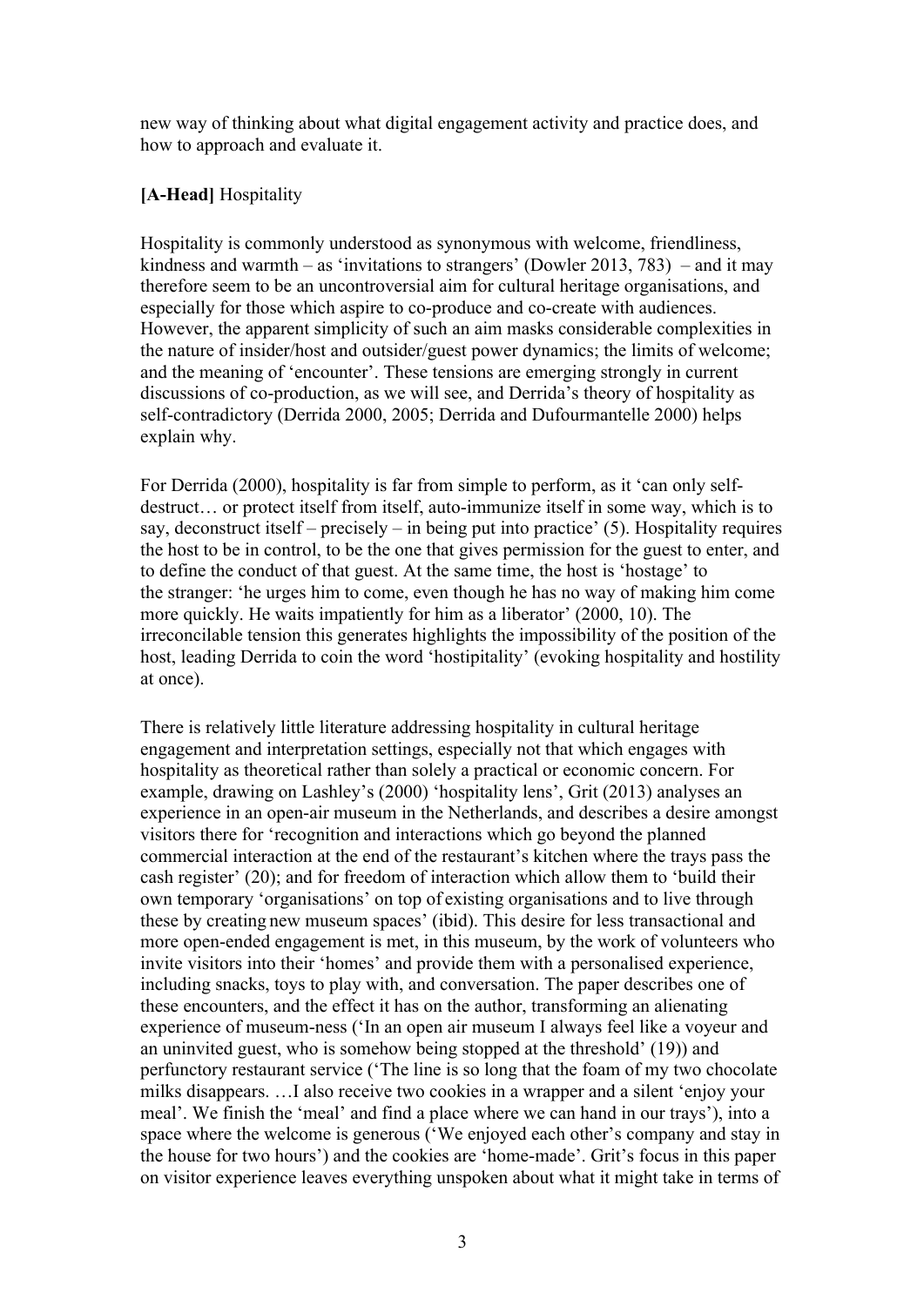new way of thinking about what digital engagement activity and practice does, and how to approach and evaluate it.

## [A-Head] Hospitality

Hospitality is commonly understood as synonymous with welcome, friendliness, kindness and warmth – as 'invitations to strangers' (Dowler 2013, 783) – and it may therefore seem to be an uncontroversial aim for cultural heritage organisations, and especially for those which aspire to co-produce and co-create with audiences. However, the apparent simplicity of such an aim masks considerable complexities in the nature of insider/host and outsider/guest power dynamics; the limits of welcome; and the meaning of 'encounter'. These tensions are emerging strongly in current discussions of co-production, as we will see, and Derrida's theory of hospitality as self-contradictory (Derrida 2000, 2005; Derrida and Dufourmantelle 2000) helps explain why.

For Derrida (2000), hospitality is far from simple to perform, as it 'can only self-destruct… or protect itself from itself, auto-immunize itself in some way, which is to say, deconstruct itself – precisely – in being put into practice' (5). Hospitality requires the host to be in control, to be the one that gives permission for the guest to enter, and to define the conduct of that guest. At the same time, the host is 'hostage' to the stranger: 'he urges him to come, even though he has no way of making him come more quickly. He waits impatiently for him as a liberator' (2000, 10). The irreconcilable tension this generates highlights the impossibility of the position of the host, leading Derrida to coin the word 'hostipitality' (evoking hospitality and hostility at once).

There is relatively little literature addressing hospitality in cultural heritage engagement and interpretation settings, especially not that which engages with hospitality as theoretical rather than solely a practical or economic concern. For example, drawing on Lashley's (2000) 'hospitality lens', Grit (2013) analyses an experience in an open-air museum in the Netherlands, and describes a desire amongst visitors there for 'recognition and interactions which go beyond the planned commercial interaction at the end of the restaurant's kitchen where the trays pass the cash register' (20); and for freedom of interaction which allow them to 'build their own temporary 'organisations' on top of existing organisations and to live through these by creating new museum spaces' (ibid). This desire for less transactional and more open-ended engagement is met, in this museum, by the work of volunteers who invite visitors into their 'homes' and provide them with a personalised experience, including snacks, toys to play with, and conversation. The paper describes one of these encounters, and the effect it has on the author, transforming an alienating experience of museum-ness ('In an open air museum I always feel like a voyeur and an uninvited guest, who is somehow being stopped at the threshold' (19)) and perfunctory restaurant service ('The line is so long that the foam of my two chocolate milks disappears. …I also receive two cookies in a wrapper and a silent 'enjoy your meal'. We finish the 'meal' and find a place where we can hand in our trays'), into a space where the welcome is generous ('We enjoyed each other's company and stay in the house for two hours') and the cookies are 'home-made'. Grit's focus in this paper on visitor experience leaves everything unspoken about what it might take in terms of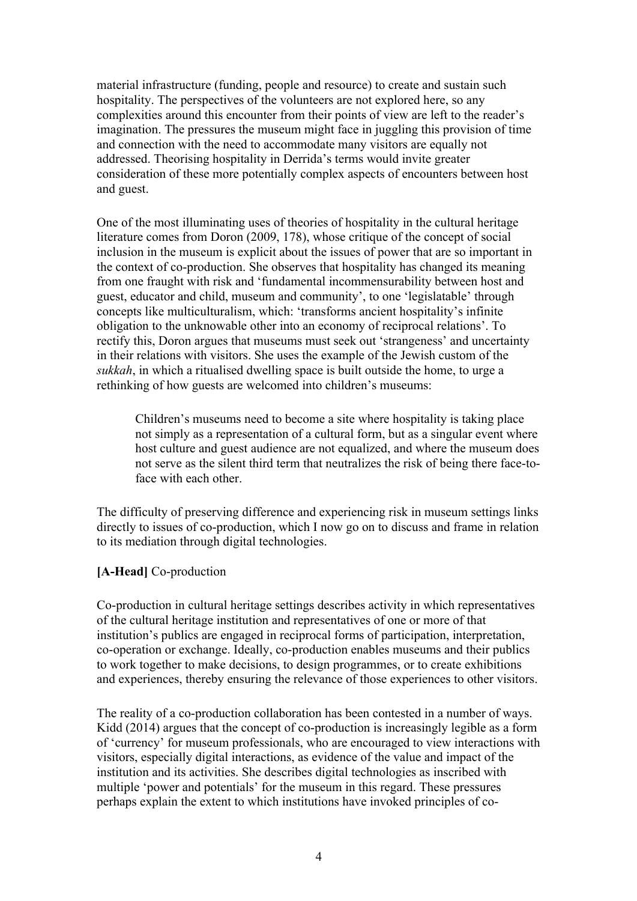material infrastructure (funding, people and resource) to create and sustain such hospitality. The perspectives of the volunteers are not explored here, so any complexities around this encounter from their points of view are left to the reader's imagination. The pressures the museum might face in juggling this provision of time and connection with the need to accommodate many visitors are equally not addressed. Theorising hospitality in Derrida's terms would invite greater consideration of these more potentially complex aspects of encounters between host and guest.

One of the most illuminating uses of theories of hospitality in the cultural heritage literature comes from Doron (2009, 178), whose critique of the concept of social inclusion in the museum is explicit about the issues of power that are so important in the context of co-production. She observes that hospitality has changed its meaning from one fraught with risk and 'fundamental incommensurability between host and guest, educator and child, museum and community', to one 'legislatable' through concepts like multiculturalism, which: 'transforms ancient hospitality's infinite obligation to the unknowable other into an economy of reciprocal relations'. To rectify this, Doron argues that museums must seek out 'strangeness' and uncertainty in their relations with visitors. She uses the example of the Jewish custom of the *sukkah*, in which a ritualised dwelling space is built outside the home, to urge a rethinking of how guests are welcomed into children's museums:

> Children's museums need to become a site where hospitality is taking place not simply as a representation of a cultural form, but as a singular event where host culture and guest audience are not equalized, and where the museum does not serve as the silent third term that neutralizes the risk of being there face-to-face with each other.

The difficulty of preserving difference and experiencing risk in museum settings links directly to issues of co-production, which I now go on to discuss and frame in relation to its mediation through digital technologies.

## [A-Head] Co-production

Co-production in cultural heritage settings describes activity in which representatives of the cultural heritage institution and representatives of one or more of that institution's publics are engaged in reciprocal forms of participation, interpretation, co-operation or exchange. Ideally, co-production enables museums and their publics to work together to make decisions, to design programmes, or to create exhibitions and experiences, thereby ensuring the relevance of those experiences to other visitors.

The reality of a co-production collaboration has been contested in a number of ways. Kidd (2014) argues that the concept of co-production is increasingly legible as a form of 'currency' for museum professionals, who are encouraged to view interactions with visitors, especially digital interactions, as evidence of the value and impact of the institution and its activities. She describes digital technologies as inscribed with multiple 'power and potentials' for the museum in this regard. These pressures perhaps explain the extent to which institutions have invoked principles of co-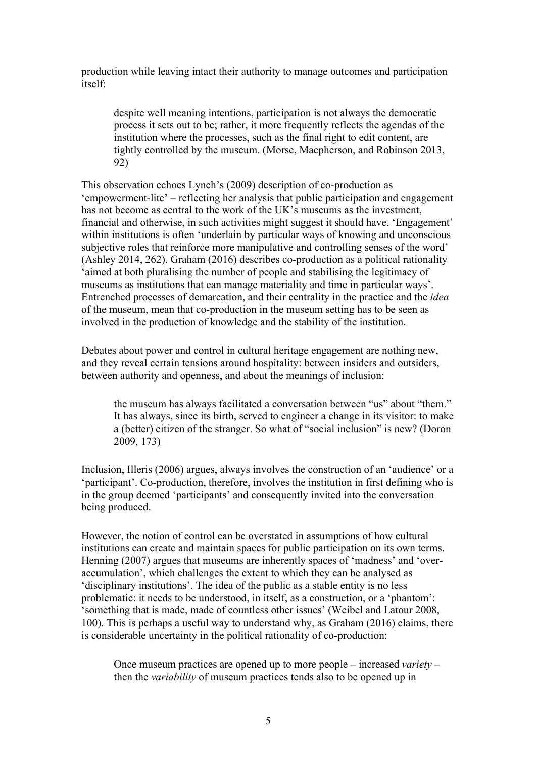production while leaving intact their authority to manage outcomes and participation itself:

> despite well meaning intentions, participation is not always the democratic process it sets out to be; rather, it more frequently reflects the agendas of the institution where the processes, such as the final right to edit content, are tightly controlled by the museum. (Morse, Macpherson, and Robinson 2013, 92)

This observation echoes Lynch's (2009) description of co-production as 'empowerment-lite' – reflecting her analysis that public participation and engagement has not become as central to the work of the UK's museums as the investment, financial and otherwise, in such activities might suggest it should have. 'Engagement' within institutions is often 'underlain by particular ways of knowing and unconscious subjective roles that reinforce more manipulative and controlling senses of the word' (Ashley 2014, 262). Graham (2016) describes co-production as a political rationality 'aimed at both pluralising the number of people and stabilising the legitimacy of museums as institutions that can manage materiality and time in particular ways'. Entrenched processes of demarcation, and their centrality in the practice and the *idea* of the museum, mean that co-production in the museum setting has to be seen as involved in the production of knowledge and the stability of the institution.

Debates about power and control in cultural heritage engagement are nothing new, and they reveal certain tensions around hospitality: between insiders and outsiders, between authority and openness, and about the meanings of inclusion:

> the museum has always facilitated a conversation between "us" about "them." It has always, since its birth, served to engineer a change in its visitor: to make a (better) citizen of the stranger. So what of "social inclusion" is new? (Doron 2009, 173)

Inclusion, Illeris (2006) argues, always involves the construction of an 'audience' or a 'participant'. Co-production, therefore, involves the institution in first defining who is in the group deemed 'participants' and consequently invited into the conversation being produced.

However, the notion of control can be overstated in assumptions of how cultural institutions can create and maintain spaces for public participation on its own terms. Henning (2007) argues that museums are inherently spaces of 'madness' and 'over-accumulation', which challenges the extent to which they can be analysed as 'disciplinary institutions'. The idea of the public as a stable entity is no less problematic: it needs to be understood, in itself, as a construction, or a 'phantom': 'something that is made, made of countless other issues' (Weibel and Latour 2008, 100). This is perhaps a useful way to understand why, as Graham (2016) claims, there is considerable uncertainty in the political rationality of co-production:

> Once museum practices are opened up to more people – increased *variety* – then the *variability* of museum practices tends also to be opened up in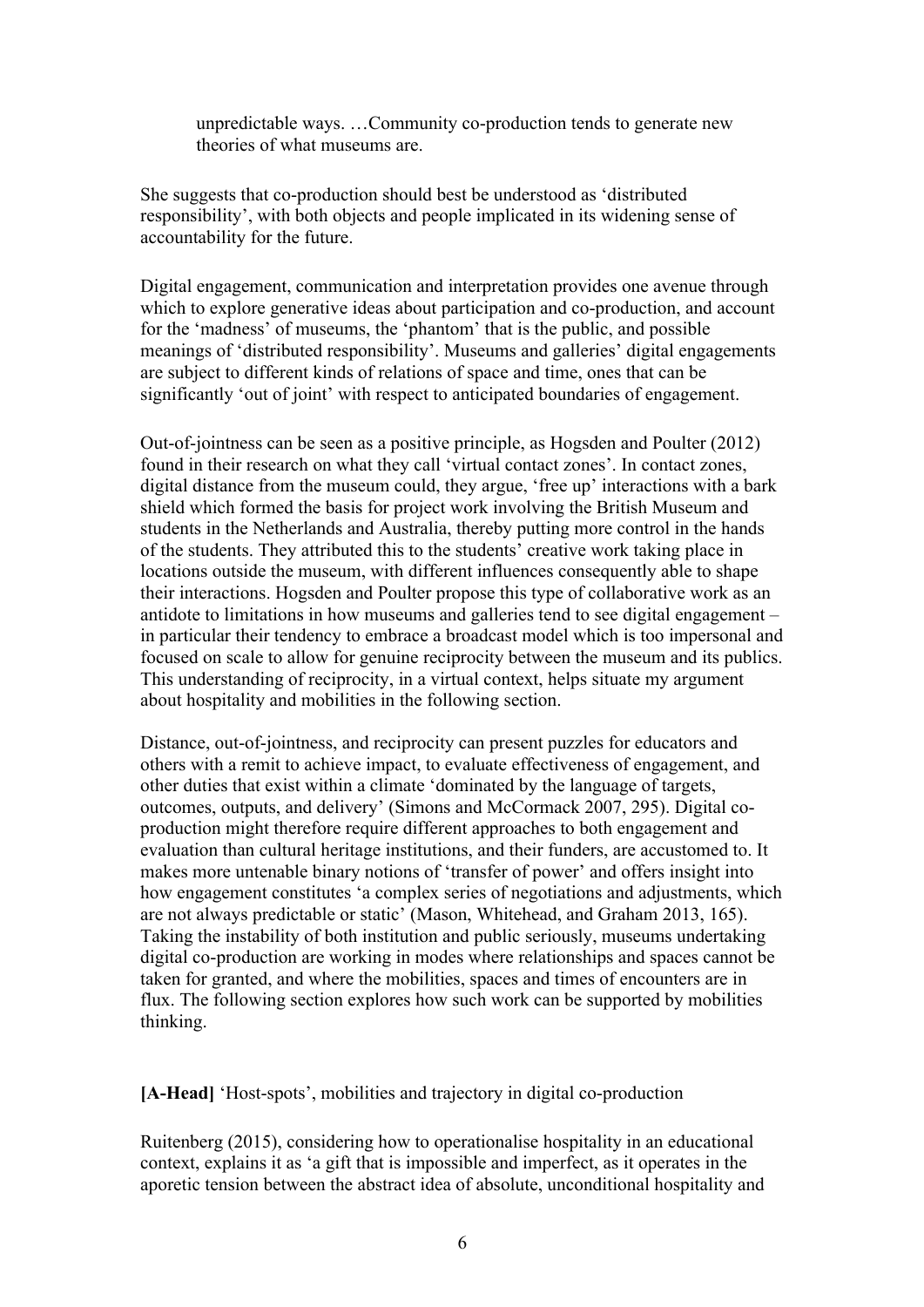> unpredictable ways. …Community co-production tends to generate new theories of what museums are.

She suggests that co-production should best be understood as 'distributed responsibility', with both objects and people implicated in its widening sense of accountability for the future.

Digital engagement, communication and interpretation provides one avenue through which to explore generative ideas about participation and co-production, and account for the 'madness' of museums, the 'phantom' that is the public, and possible meanings of 'distributed responsibility'. Museums and galleries' digital engagements are subject to different kinds of relations of space and time, ones that can be significantly 'out of joint' with respect to anticipated boundaries of engagement.

Out-of-jointness can be seen as a positive principle, as Hogsden and Poulter (2012) found in their research on what they call 'virtual contact zones'. In contact zones, digital distance from the museum could, they argue, 'free up' interactions with a bark shield which formed the basis for project work involving the British Museum and students in the Netherlands and Australia, thereby putting more control in the hands of the students. They attributed this to the students' creative work taking place in locations outside the museum, with different influences consequently able to shape their interactions. Hogsden and Poulter propose this type of collaborative work as an antidote to limitations in how museums and galleries tend to see digital engagement – in particular their tendency to embrace a broadcast model which is too impersonal and focused on scale to allow for genuine reciprocity between the museum and its publics. This understanding of reciprocity, in a virtual context, helps situate my argument about hospitality and mobilities in the following section.

Distance, out-of-jointness, and reciprocity can present puzzles for educators and others with a remit to achieve impact, to evaluate effectiveness of engagement, and other duties that exist within a climate 'dominated by the language of targets, outcomes, outputs, and delivery' (Simons and McCormack 2007, 295). Digital co-production might therefore require different approaches to both engagement and evaluation than cultural heritage institutions, and their funders, are accustomed to. It makes more untenable binary notions of 'transfer of power' and offers insight into how engagement constitutes 'a complex series of negotiations and adjustments, which are not always predictable or static' (Mason, Whitehead, and Graham 2013, 165). Taking the instability of both institution and public seriously, museums undertaking digital co-production are working in modes where relationships and spaces cannot be taken for granted, and where the mobilities, spaces and times of encounters are in flux. The following section explores how such work can be supported by mobilities thinking.

**[A-Head]** 'Host-spots', mobilities and trajectory in digital co-production

Ruitenberg (2015), considering how to operationalise hospitality in an educational context, explains it as 'a gift that is impossible and imperfect, as it operates in the aporetic tension between the abstract idea of absolute, unconditional hospitality and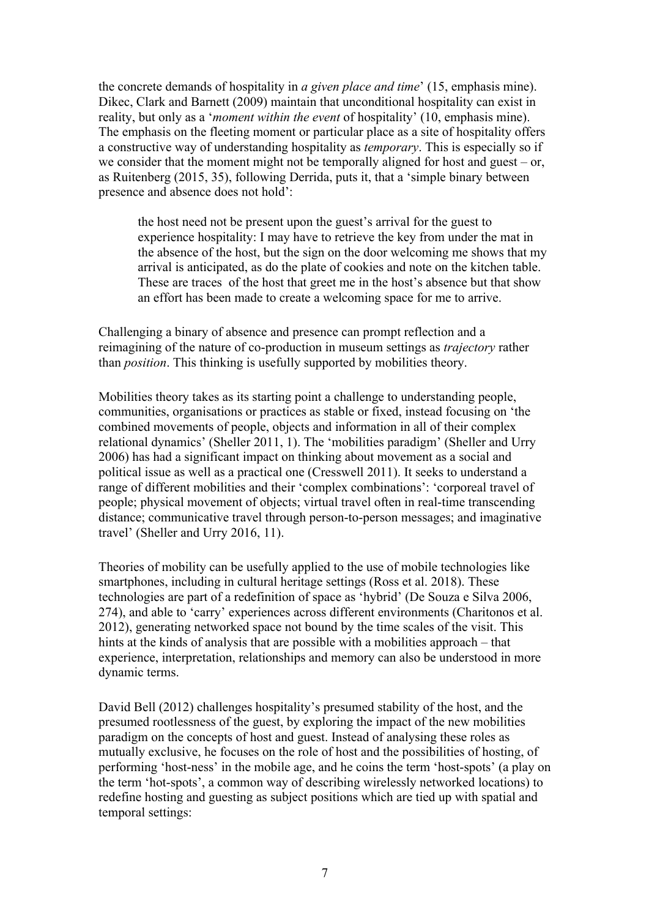the concrete demands of hospitality in *a given place and time*' (15, emphasis mine). Dikec, Clark and Barnett (2009) maintain that unconditional hospitality can exist in reality, but only as a '*moment within the event* of hospitality' (10, emphasis mine). The emphasis on the fleeting moment or particular place as a site of hospitality offers a constructive way of understanding hospitality as *temporary*. This is especially so if we consider that the moment might not be temporally aligned for host and guest – or, as Ruitenberg (2015, 35), following Derrida, puts it, that a 'simple binary between presence and absence does not hold':

> the host need not be present upon the guest's arrival for the guest to experience hospitality: I may have to retrieve the key from under the mat in the absence of the host, but the sign on the door welcoming me shows that my arrival is anticipated, as do the plate of cookies and note on the kitchen table. These are traces of the host that greet me in the host's absence but that show an effort has been made to create a welcoming space for me to arrive.

Challenging a binary of absence and presence can prompt reflection and a reimagining of the nature of co-production in museum settings as *trajectory* rather than *position*. This thinking is usefully supported by mobilities theory.

Mobilities theory takes as its starting point a challenge to understanding people, communities, organisations or practices as stable or fixed, instead focusing on 'the combined movements of people, objects and information in all of their complex relational dynamics' (Sheller 2011, 1). The 'mobilities paradigm' (Sheller and Urry 2006) has had a significant impact on thinking about movement as a social and political issue as well as a practical one (Cresswell 2011). It seeks to understand a range of different mobilities and their 'complex combinations': 'corporeal travel of people; physical movement of objects; virtual travel often in real-time transcending distance; communicative travel through person-to-person messages; and imaginative travel' (Sheller and Urry 2016, 11).

Theories of mobility can be usefully applied to the use of mobile technologies like smartphones, including in cultural heritage settings (Ross et al. 2018). These technologies are part of a redefinition of space as 'hybrid' (De Souza e Silva 2006, 274), and able to 'carry' experiences across different environments (Charitonos et al. 2012), generating networked space not bound by the time scales of the visit. This hints at the kinds of analysis that are possible with a mobilities approach – that experience, interpretation, relationships and memory can also be understood in more dynamic terms.

David Bell (2012) challenges hospitality's presumed stability of the host, and the presumed rootlessness of the guest, by exploring the impact of the new mobilities paradigm on the concepts of host and guest. Instead of analysing these roles as mutually exclusive, he focuses on the role of host and the possibilities of hosting, of performing 'host-ness' in the mobile age, and he coins the term 'host-spots' (a play on the term 'hot-spots', a common way of describing wirelessly networked locations) to redefine hosting and guesting as subject positions which are tied up with spatial and temporal settings: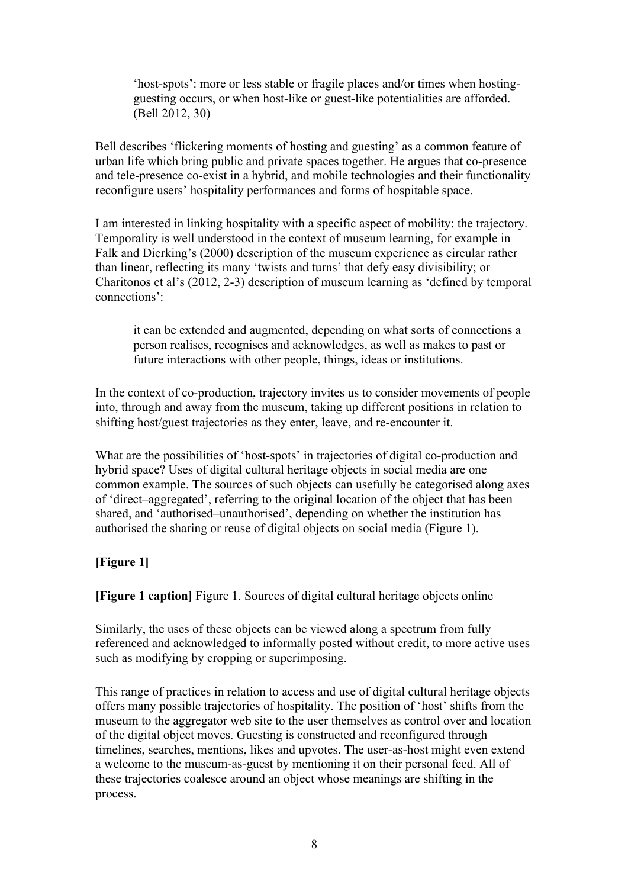> 'host-spots': more or less stable or fragile places and/or times when hosting-guesting occurs, or when host-like or guest-like potentialities are afforded. (Bell 2012, 30)

Bell describes 'flickering moments of hosting and guesting' as a common feature of urban life which bring public and private spaces together. He argues that co-presence and tele-presence co-exist in a hybrid, and mobile technologies and their functionality reconfigure users' hospitality performances and forms of hospitable space.

I am interested in linking hospitality with a specific aspect of mobility: the trajectory. Temporality is well understood in the context of museum learning, for example in Falk and Dierking's (2000) description of the museum experience as circular rather than linear, reflecting its many 'twists and turns' that defy easy divisibility; or Charitonos et al's (2012, 2-3) description of museum learning as 'defined by temporal connections':

> it can be extended and augmented, depending on what sorts of connections a person realises, recognises and acknowledges, as well as makes to past or future interactions with other people, things, ideas or institutions.

In the context of co-production, trajectory invites us to consider movements of people into, through and away from the museum, taking up different positions in relation to shifting host/guest trajectories as they enter, leave, and re-encounter it.

What are the possibilities of 'host-spots' in trajectories of digital co-production and hybrid space? Uses of digital cultural heritage objects in social media are one common example. The sources of such objects can usefully be categorised along axes of 'direct–aggregated', referring to the original location of the object that has been shared, and 'authorised–unauthorised', depending on whether the institution has authorised the sharing or reuse of digital objects on social media (Figure 1).

**[Figure 1]**

**[Figure 1 caption]** Figure 1. Sources of digital cultural heritage objects online

Similarly, the uses of these objects can be viewed along a spectrum from fully referenced and acknowledged to informally posted without credit, to more active uses such as modifying by cropping or superimposing.

This range of practices in relation to access and use of digital cultural heritage objects offers many possible trajectories of hospitality. The position of 'host' shifts from the museum to the aggregator web site to the user themselves as control over and location of the digital object moves. Guesting is constructed and reconfigured through timelines, searches, mentions, likes and upvotes. The user-as-host might even extend a welcome to the museum-as-guest by mentioning it on their personal feed. All of these trajectories coalesce around an object whose meanings are shifting in the process.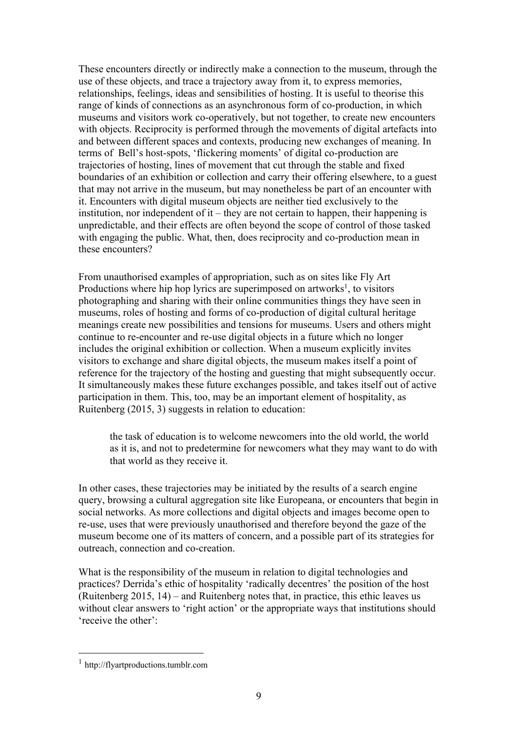These encounters directly or indirectly make a connection to the museum, through the use of these objects, and trace a trajectory away from it, to express memories, relationships, feelings, ideas and sensibilities of hosting. It is useful to theorise this range of kinds of connections as an asynchronous form of co-production, in which museums and visitors work co-operatively, but not together, to create new encounters with objects. Reciprocity is performed through the movements of digital artefacts into and between different spaces and contexts, producing new exchanges of meaning. In terms of Bell's host-spots, 'flickering moments' of digital co-production are trajectories of hosting, lines of movement that cut through the stable and fixed boundaries of an exhibition or collection and carry their offering elsewhere, to a guest that may not arrive in the museum, but may nonetheless be part of an encounter with it. Encounters with digital museum objects are neither tied exclusively to the institution, nor independent of it – they are not certain to happen, their happening is unpredictable, and their effects are often beyond the scope of control of those tasked with engaging the public. What, then, does reciprocity and co-production mean in these encounters?

From unauthorised examples of appropriation, such as on sites like Fly Art Productions where hip hop lyrics are superimposed on artworks[1], to visitors photographing and sharing with their online communities things they have seen in museums, roles of hosting and forms of co-production of digital cultural heritage meanings create new possibilities and tensions for museums. Users and others might continue to re-encounter and re-use digital objects in a future which no longer includes the original exhibition or collection. When a museum explicitly invites visitors to exchange and share digital objects, the museum makes itself a point of reference for the trajectory of the hosting and guesting that might subsequently occur. It simultaneously makes these future exchanges possible, and takes itself out of active participation in them. This, too, may be an important element of hospitality, as Ruitenberg (2015, 3) suggests in relation to education:

> the task of education is to welcome newcomers into the old world, the world as it is, and not to predetermine for newcomers what they may want to do with that world as they receive it.

In other cases, these trajectories may be initiated by the results of a search engine query, browsing a cultural aggregation site like Europeana, or encounters that begin in social networks. As more collections and digital objects and images become open to re-use, uses that were previously unauthorised and therefore beyond the gaze of the museum become one of its matters of concern, and a possible part of its strategies for outreach, connection and co-creation.

What is the responsibility of the museum in relation to digital technologies and practices? Derrida's ethic of hospitality 'radically decentres' the position of the host (Ruitenberg 2015, 14) – and Ruitenberg notes that, in practice, this ethic leaves us without clear answers to 'right action' or the appropriate ways that institutions should 'receive the other':

---

[1] http://flyartproductions.tumblr.com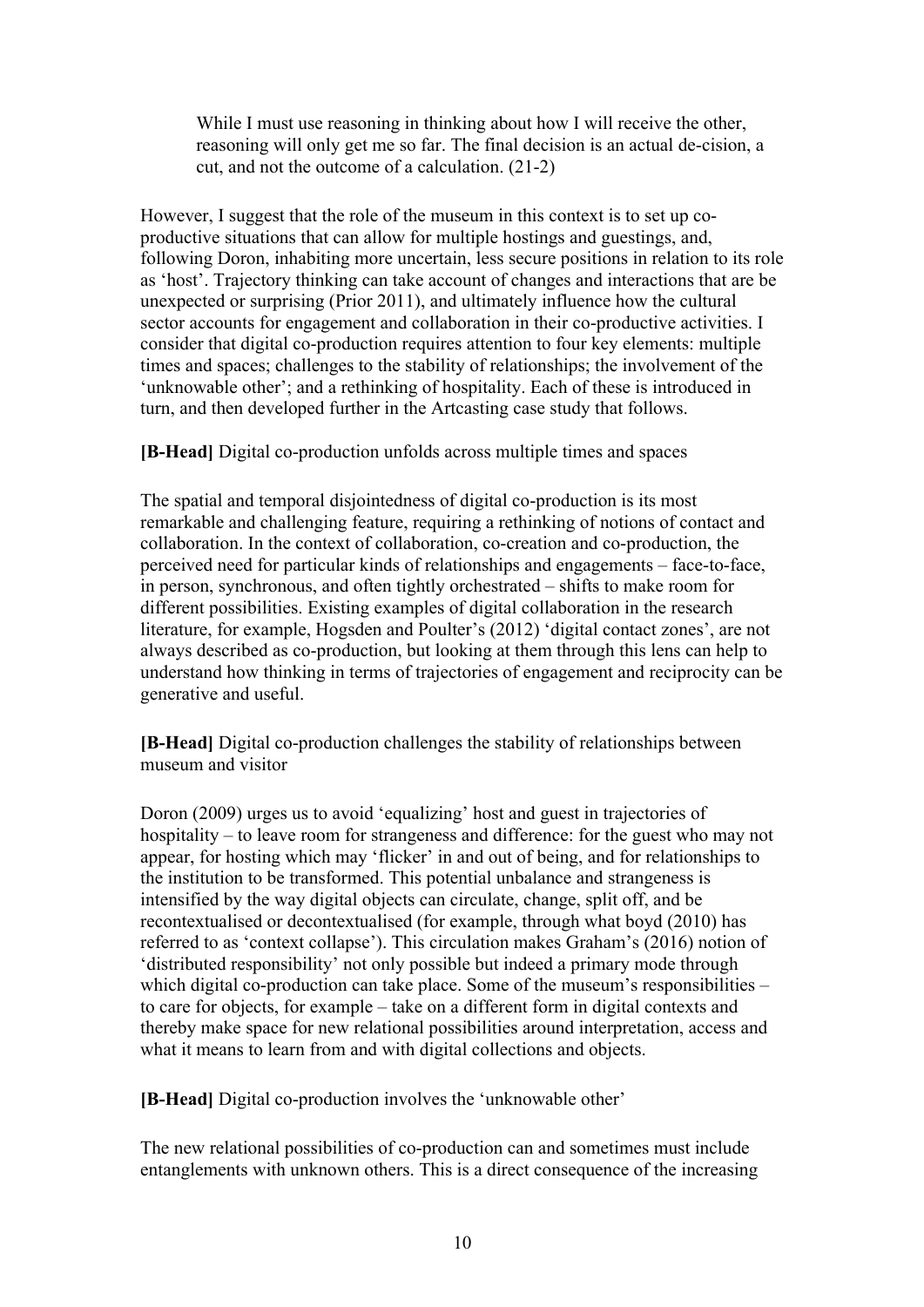> While I must use reasoning in thinking about how I will receive the other, reasoning will only get me so far. The final decision is an actual de-cision, a cut, and not the outcome of a calculation. (21-2)

However, I suggest that the role of the museum in this context is to set up co-productive situations that can allow for multiple hostings and guestings, and, following Doron, inhabiting more uncertain, less secure positions in relation to its role as 'host'. Trajectory thinking can take account of changes and interactions that are be unexpected or surprising (Prior 2011), and ultimately influence how the cultural sector accounts for engagement and collaboration in their co-productive activities. I consider that digital co-production requires attention to four key elements: multiple times and spaces; challenges to the stability of relationships; the involvement of the 'unknowable other'; and a rethinking of hospitality. Each of these is introduced in turn, and then developed further in the Artcasting case study that follows.

**[B-Head]** Digital co-production unfolds across multiple times and spaces

The spatial and temporal disjointedness of digital co-production is its most remarkable and challenging feature, requiring a rethinking of notions of contact and collaboration. In the context of collaboration, co-creation and co-production, the perceived need for particular kinds of relationships and engagements – face-to-face, in person, synchronous, and often tightly orchestrated – shifts to make room for different possibilities. Existing examples of digital collaboration in the research literature, for example, Hogsden and Poulter's (2012) 'digital contact zones', are not always described as co-production, but looking at them through this lens can help to understand how thinking in terms of trajectories of engagement and reciprocity can be generative and useful.

**[B-Head]** Digital co-production challenges the stability of relationships between museum and visitor

Doron (2009) urges us to avoid 'equalizing' host and guest in trajectories of hospitality – to leave room for strangeness and difference: for the guest who may not appear, for hosting which may 'flicker' in and out of being, and for relationships to the institution to be transformed. This potential unbalance and strangeness is intensified by the way digital objects can circulate, change, split off, and be recontextualised or decontextualised (for example, through what boyd (2010) has referred to as 'context collapse'). This circulation makes Graham's (2016) notion of 'distributed responsibility' not only possible but indeed a primary mode through which digital co-production can take place. Some of the museum's responsibilities – to care for objects, for example – take on a different form in digital contexts and thereby make space for new relational possibilities around interpretation, access and what it means to learn from and with digital collections and objects.

**[B-Head]** Digital co-production involves the 'unknowable other'

The new relational possibilities of co-production can and sometimes must include entanglements with unknown others. This is a direct consequence of the increasing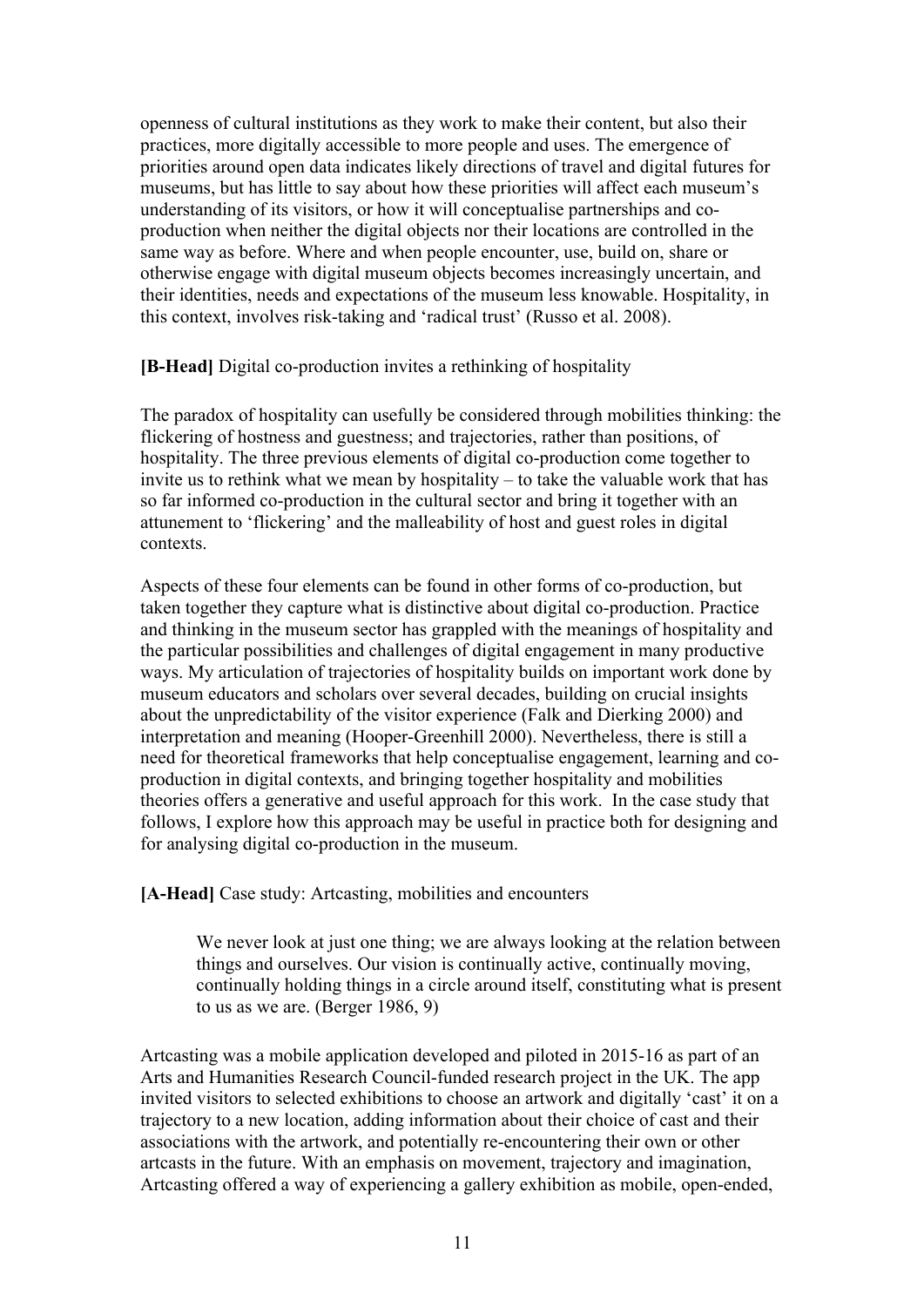openness of cultural institutions as they work to make their content, but also their practices, more digitally accessible to more people and uses. The emergence of priorities around open data indicates likely directions of travel and digital futures for museums, but has little to say about how these priorities will affect each museum's understanding of its visitors, or how it will conceptualise partnerships and co-production when neither the digital objects nor their locations are controlled in the same way as before. Where and when people encounter, use, build on, share or otherwise engage with digital museum objects becomes increasingly uncertain, and their identities, needs and expectations of the museum less knowable. Hospitality, in this context, involves risk-taking and 'radical trust' (Russo et al. 2008).

**[B-Head]** Digital co-production invites a rethinking of hospitality

The paradox of hospitality can usefully be considered through mobilities thinking: the flickering of hostness and guestness; and trajectories, rather than positions, of hospitality. The three previous elements of digital co-production come together to invite us to rethink what we mean by hospitality – to take the valuable work that has so far informed co-production in the cultural sector and bring it together with an attunement to 'flickering' and the malleability of host and guest roles in digital contexts.

Aspects of these four elements can be found in other forms of co-production, but taken together they capture what is distinctive about digital co-production. Practice and thinking in the museum sector has grappled with the meanings of hospitality and the particular possibilities and challenges of digital engagement in many productive ways. My articulation of trajectories of hospitality builds on important work done by museum educators and scholars over several decades, building on crucial insights about the unpredictability of the visitor experience (Falk and Dierking 2000) and interpretation and meaning (Hooper-Greenhill 2000). Nevertheless, there is still a need for theoretical frameworks that help conceptualise engagement, learning and co-production in digital contexts, and bringing together hospitality and mobilities theories offers a generative and useful approach for this work. In the case study that follows, I explore how this approach may be useful in practice both for designing and for analysing digital co-production in the museum.

**[A-Head]** Case study: Artcasting, mobilities and encounters

> We never look at just one thing; we are always looking at the relation between things and ourselves. Our vision is continually active, continually moving, continually holding things in a circle around itself, constituting what is present to us as we are. (Berger 1986, 9)

Artcasting was a mobile application developed and piloted in 2015-16 as part of an Arts and Humanities Research Council-funded research project in the UK. The app invited visitors to selected exhibitions to choose an artwork and digitally 'cast' it on a trajectory to a new location, adding information about their choice of cast and their associations with the artwork, and potentially re-encountering their own or other artcasts in the future. With an emphasis on movement, trajectory and imagination, Artcasting offered a way of experiencing a gallery exhibition as mobile, open-ended,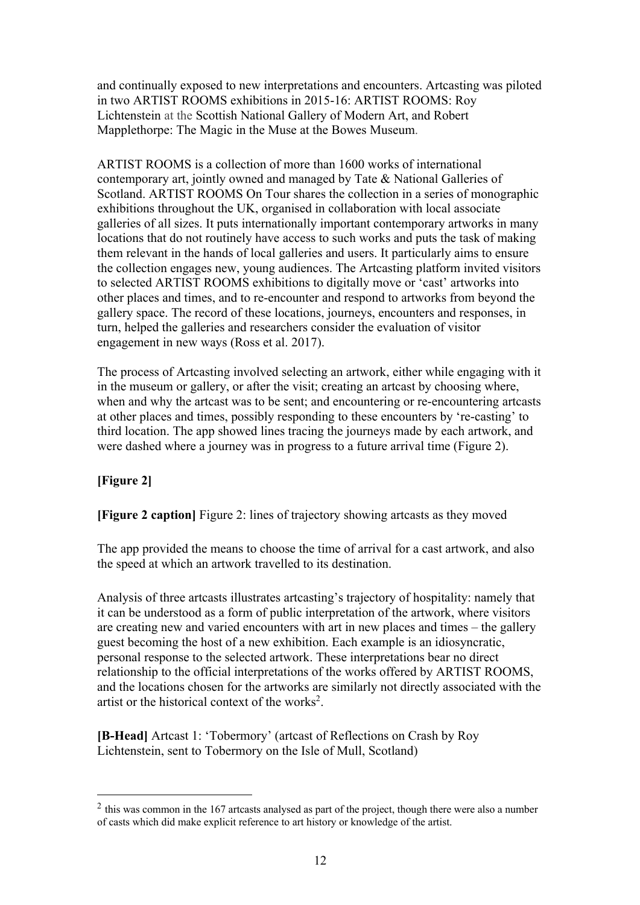and continually exposed to new interpretations and encounters. Artcasting was piloted in two ARTIST ROOMS exhibitions in 2015-16: ARTIST ROOMS: Roy Lichtenstein at the Scottish National Gallery of Modern Art, and Robert Mapplethorpe: The Magic in the Muse at the Bowes Museum.

ARTIST ROOMS is a collection of more than 1600 works of international contemporary art, jointly owned and managed by Tate & National Galleries of Scotland. ARTIST ROOMS On Tour shares the collection in a series of monographic exhibitions throughout the UK, organised in collaboration with local associate galleries of all sizes. It puts internationally important contemporary artworks in many locations that do not routinely have access to such works and puts the task of making them relevant in the hands of local galleries and users. It particularly aims to ensure the collection engages new, young audiences. The Artcasting platform invited visitors to selected ARTIST ROOMS exhibitions to digitally move or 'cast' artworks into other places and times, and to re-encounter and respond to artworks from beyond the gallery space. The record of these locations, journeys, encounters and responses, in turn, helped the galleries and researchers consider the evaluation of visitor engagement in new ways (Ross et al. 2017).

The process of Artcasting involved selecting an artwork, either while engaging with it in the museum or gallery, or after the visit; creating an artcast by choosing where, when and why the artcast was to be sent; and encountering or re-encountering artcasts at other places and times, possibly responding to these encounters by 're-casting' to third location. The app showed lines tracing the journeys made by each artwork, and were dashed where a journey was in progress to a future arrival time (Figure 2).

**[Figure 2]**

**[Figure 2 caption]** Figure 2: lines of trajectory showing artcasts as they moved

The app provided the means to choose the time of arrival for a cast artwork, and also the speed at which an artwork travelled to its destination.

Analysis of three artcasts illustrates artcasting's trajectory of hospitality: namely that it can be understood as a form of public interpretation of the artwork, where visitors are creating new and varied encounters with art in new places and times – the gallery guest becoming the host of a new exhibition. Each example is an idiosyncratic, personal response to the selected artwork. These interpretations bear no direct relationship to the official interpretations of the works offered by ARTIST ROOMS, and the locations chosen for the artworks are similarly not directly associated with the artist or the historical context of the works[2].

**[B-Head]** Artcast 1: 'Tobermory' (artcast of Reflections on Crash by Roy Lichtenstein, sent to Tobermory on the Isle of Mull, Scotland)

[2] this was common in the 167 artcasts analysed as part of the project, though there were also a number of casts which did make explicit reference to art history or knowledge of the artist.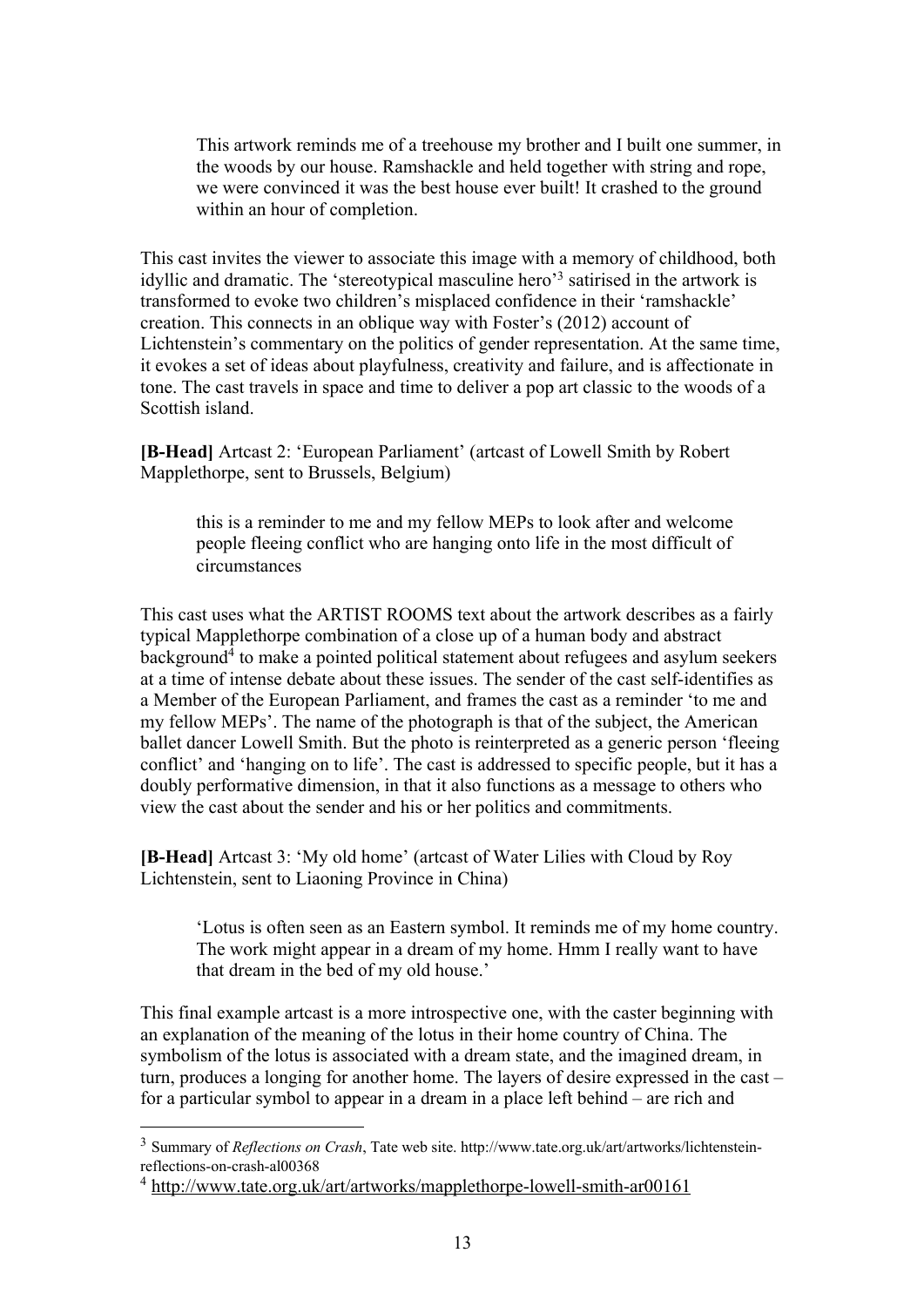> This artwork reminds me of a treehouse my brother and I built one summer, in the woods by our house. Ramshackle and held together with string and rope, we were convinced it was the best house ever built! It crashed to the ground within an hour of completion.

This cast invites the viewer to associate this image with a memory of childhood, both idyllic and dramatic. The 'stereotypical masculine hero'[3] satirised in the artwork is transformed to evoke two children's misplaced confidence in their 'ramshackle' creation. This connects in an oblique way with Foster's (2012) account of Lichtenstein's commentary on the politics of gender representation. At the same time, it evokes a set of ideas about playfulness, creativity and failure, and is affectionate in tone. The cast travels in space and time to deliver a pop art classic to the woods of a Scottish island.

**[B-Head]** Artcast 2: 'European Parliament' (artcast of Lowell Smith by Robert Mapplethorpe, sent to Brussels, Belgium)

> this is a reminder to me and my fellow MEPs to look after and welcome people fleeing conflict who are hanging onto life in the most difficult of circumstances

This cast uses what the ARTIST ROOMS text about the artwork describes as a fairly typical Mapplethorpe combination of a close up of a human body and abstract background[4] to make a pointed political statement about refugees and asylum seekers at a time of intense debate about these issues. The sender of the cast self-identifies as a Member of the European Parliament, and frames the cast as a reminder 'to me and my fellow MEPs'. The name of the photograph is that of the subject, the American ballet dancer Lowell Smith. But the photo is reinterpreted as a generic person 'fleeing conflict' and 'hanging on to life'. The cast is addressed to specific people, but it has a doubly performative dimension, in that it also functions as a message to others who view the cast about the sender and his or her politics and commitments.

**[B-Head]** Artcast 3: 'My old home' (artcast of Water Lilies with Cloud by Roy Lichtenstein, sent to Liaoning Province in China)

> 'Lotus is often seen as an Eastern symbol. It reminds me of my home country. The work might appear in a dream of my home. Hmm I really want to have that dream in the bed of my old house.'

This final example artcast is a more introspective one, with the caster beginning with an explanation of the meaning of the lotus in their home country of China. The symbolism of the lotus is associated with a dream state, and the imagined dream, in turn, produces a longing for another home. The layers of desire expressed in the cast – for a particular symbol to appear in a dream in a place left behind – are rich and

[3] Summary of *Reflections on Crash*, Tate web site. http://www.tate.org.uk/art/artworks/lichtenstein-reflections-on-crash-al00368

[4] http://www.tate.org.uk/art/artworks/mapplethorpe-lowell-smith-ar00161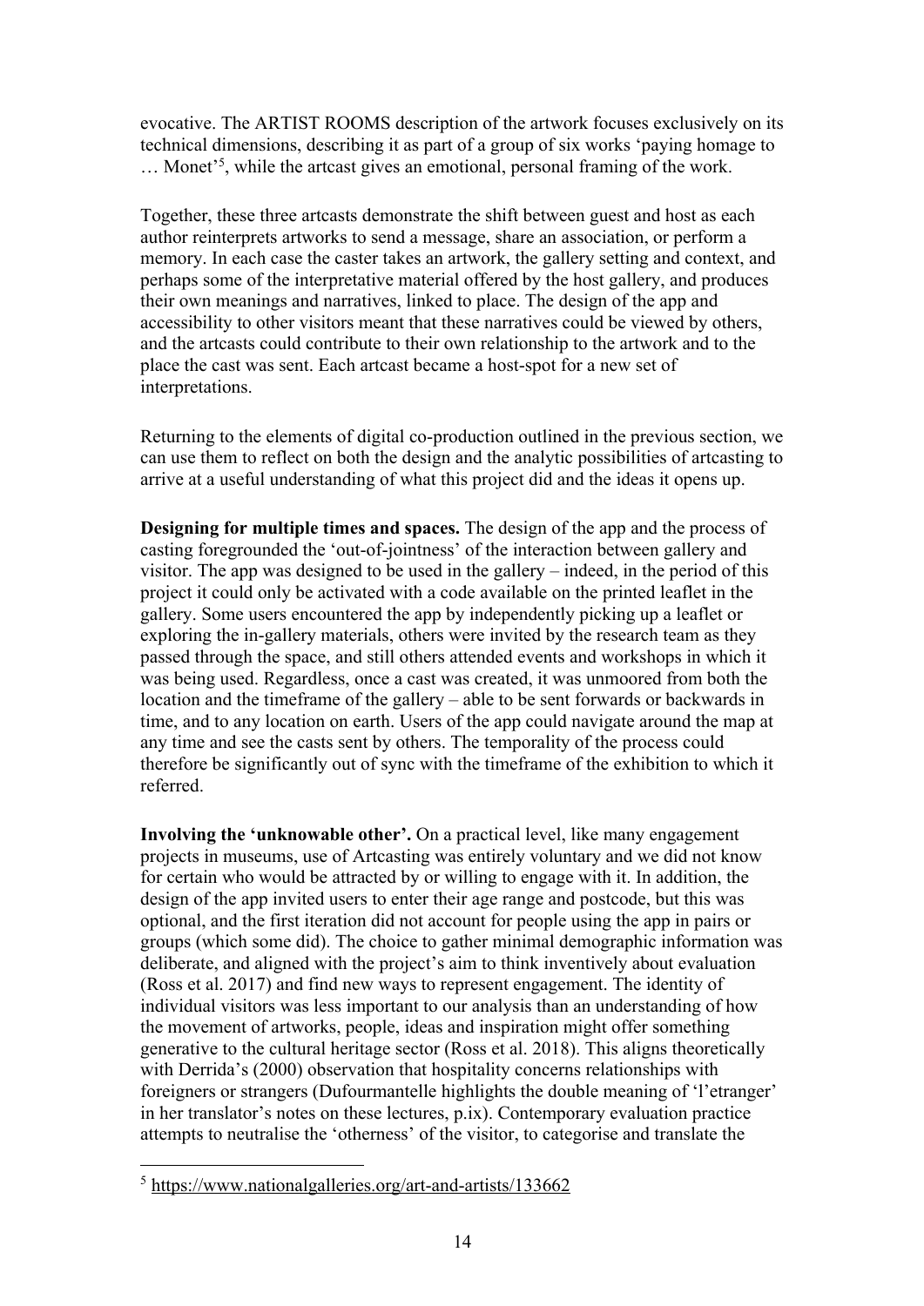evocative. The ARTIST ROOMS description of the artwork focuses exclusively on its technical dimensions, describing it as part of a group of six works 'paying homage to … Monet'[5], while the artcast gives an emotional, personal framing of the work.

Together, these three artcasts demonstrate the shift between guest and host as each author reinterprets artworks to send a message, share an association, or perform a memory. In each case the caster takes an artwork, the gallery setting and context, and perhaps some of the interpretative material offered by the host gallery, and produces their own meanings and narratives, linked to place. The design of the app and accessibility to other visitors meant that these narratives could be viewed by others, and the artcasts could contribute to their own relationship to the artwork and to the place the cast was sent. Each artcast became a host-spot for a new set of interpretations.

Returning to the elements of digital co-production outlined in the previous section, we can use them to reflect on both the design and the analytic possibilities of artcasting to arrive at a useful understanding of what this project did and the ideas it opens up.

**Designing for multiple times and spaces.** The design of the app and the process of casting foregrounded the 'out-of-jointness' of the interaction between gallery and visitor. The app was designed to be used in the gallery – indeed, in the period of this project it could only be activated with a code available on the printed leaflet in the gallery. Some users encountered the app by independently picking up a leaflet or exploring the in-gallery materials, others were invited by the research team as they passed through the space, and still others attended events and workshops in which it was being used. Regardless, once a cast was created, it was unmoored from both the location and the timeframe of the gallery – able to be sent forwards or backwards in time, and to any location on earth. Users of the app could navigate around the map at any time and see the casts sent by others. The temporality of the process could therefore be significantly out of sync with the timeframe of the exhibition to which it referred.

**Involving the 'unknowable other'.** On a practical level, like many engagement projects in museums, use of Artcasting was entirely voluntary and we did not know for certain who would be attracted by or willing to engage with it. In addition, the design of the app invited users to enter their age range and postcode, but this was optional, and the first iteration did not account for people using the app in pairs or groups (which some did). The choice to gather minimal demographic information was deliberate, and aligned with the project's aim to think inventively about evaluation (Ross et al. 2017) and find new ways to represent engagement. The identity of individual visitors was less important to our analysis than an understanding of how the movement of artworks, people, ideas and inspiration might offer something generative to the cultural heritage sector (Ross et al. 2018). This aligns theoretically with Derrida's (2000) observation that hospitality concerns relationships with foreigners or strangers (Dufourmantelle highlights the double meaning of 'l'etranger' in her translator's notes on these lectures, p.ix). Contemporary evaluation practice attempts to neutralise the 'otherness' of the visitor, to categorise and translate the

[5] https://www.nationalgalleries.org/art-and-artists/133662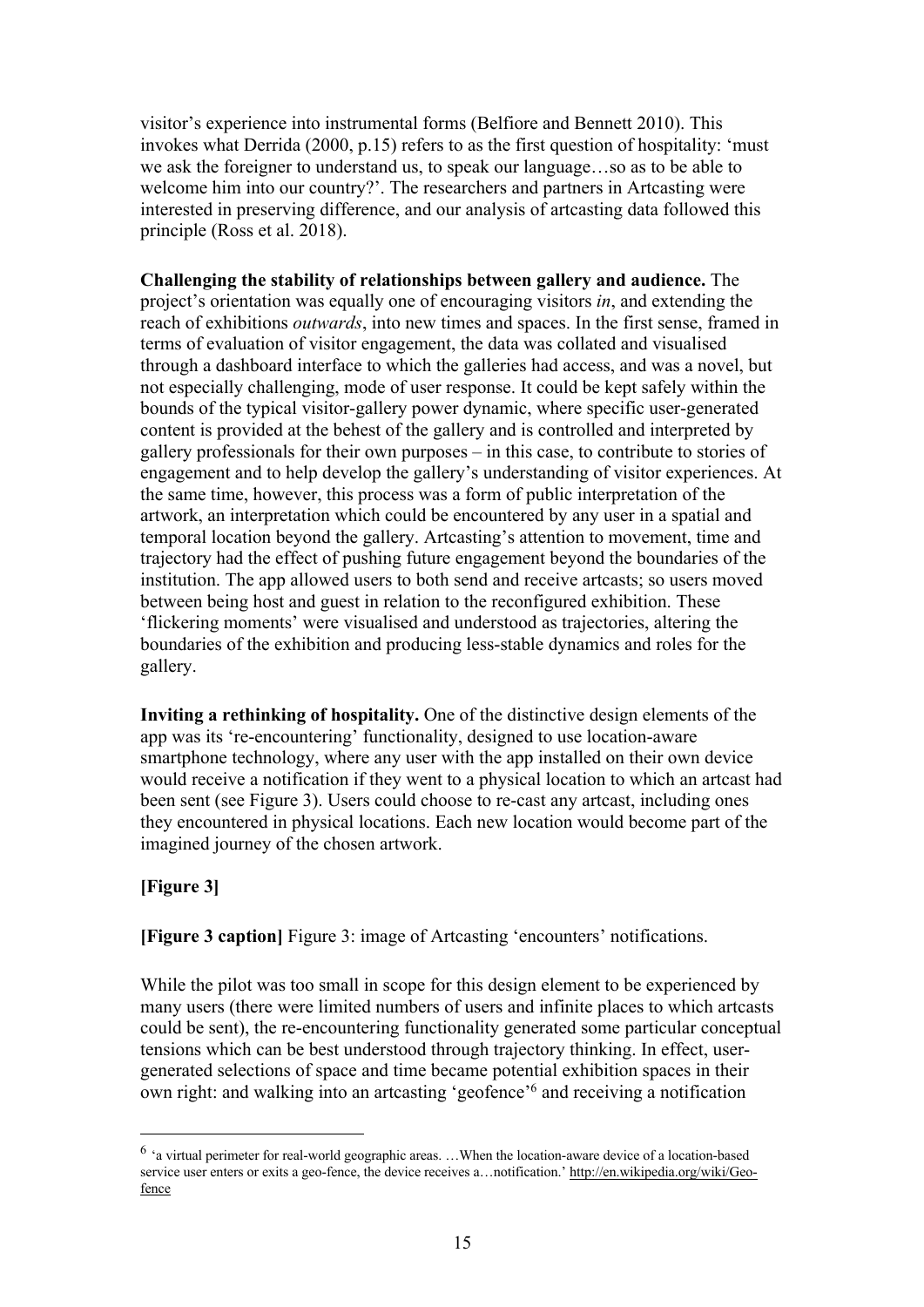visitor's experience into instrumental forms (Belfiore and Bennett 2010). This invokes what Derrida (2000, p.15) refers to as the first question of hospitality: 'must we ask the foreigner to understand us, to speak our language…so as to be able to welcome him into our country?'. The researchers and partners in Artcasting were interested in preserving difference, and our analysis of artcasting data followed this principle (Ross et al. 2018).

**Challenging the stability of relationships between gallery and audience.** The project's orientation was equally one of encouraging visitors *in*, and extending the reach of exhibitions *outwards*, into new times and spaces. In the first sense, framed in terms of evaluation of visitor engagement, the data was collated and visualised through a dashboard interface to which the galleries had access, and was a novel, but not especially challenging, mode of user response. It could be kept safely within the bounds of the typical visitor-gallery power dynamic, where specific user-generated content is provided at the behest of the gallery and is controlled and interpreted by gallery professionals for their own purposes – in this case, to contribute to stories of engagement and to help develop the gallery's understanding of visitor experiences. At the same time, however, this process was a form of public interpretation of the artwork, an interpretation which could be encountered by any user in a spatial and temporal location beyond the gallery. Artcasting's attention to movement, time and trajectory had the effect of pushing future engagement beyond the boundaries of the institution. The app allowed users to both send and receive artcasts; so users moved between being host and guest in relation to the reconfigured exhibition. These 'flickering moments' were visualised and understood as trajectories, altering the boundaries of the exhibition and producing less-stable dynamics and roles for the gallery.

**Inviting a rethinking of hospitality.** One of the distinctive design elements of the app was its 're-encountering' functionality, designed to use location-aware smartphone technology, where any user with the app installed on their own device would receive a notification if they went to a physical location to which an artcast had been sent (see Figure 3). Users could choose to re-cast any artcast, including ones they encountered in physical locations. Each new location would become part of the imagined journey of the chosen artwork.

**[Figure 3]**

**[Figure 3 caption]** Figure 3: image of Artcasting 'encounters' notifications.

While the pilot was too small in scope for this design element to be experienced by many users (there were limited numbers of users and infinite places to which artcasts could be sent), the re-encountering functionality generated some particular conceptual tensions which can be best understood through trajectory thinking. In effect, user-generated selections of space and time became potential exhibition spaces in their own right: and walking into an artcasting 'geofence'[6] and receiving a notification

[6] 'a virtual perimeter for real-world geographic areas. …When the location-aware device of a location-based service user enters or exits a geo-fence, the device receives a…notification.' http://en.wikipedia.org/wiki/Geo-fence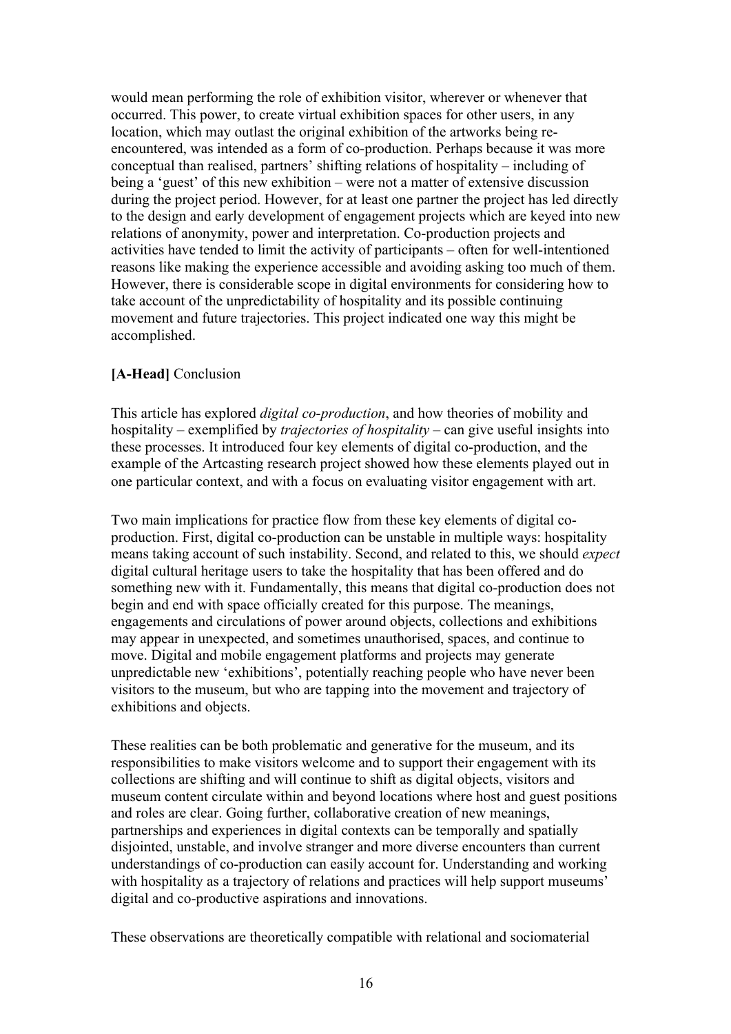would mean performing the role of exhibition visitor, wherever or whenever that occurred. This power, to create virtual exhibition spaces for other users, in any location, which may outlast the original exhibition of the artworks being re-encountered, was intended as a form of co-production. Perhaps because it was more conceptual than realised, partners' shifting relations of hospitality – including of being a 'guest' of this new exhibition – were not a matter of extensive discussion during the project period. However, for at least one partner the project has led directly to the design and early development of engagement projects which are keyed into new relations of anonymity, power and interpretation. Co-production projects and activities have tended to limit the activity of participants – often for well-intentioned reasons like making the experience accessible and avoiding asking too much of them. However, there is considerable scope in digital environments for considering how to take account of the unpredictability of hospitality and its possible continuing movement and future trajectories. This project indicated one way this might be accomplished.

## **[A-Head]** Conclusion

This article has explored *digital co-production*, and how theories of mobility and hospitality – exemplified by *trajectories of hospitality* – can give useful insights into these processes. It introduced four key elements of digital co-production, and the example of the Artcasting research project showed how these elements played out in one particular context, and with a focus on evaluating visitor engagement with art.

Two main implications for practice flow from these key elements of digital co-production. First, digital co-production can be unstable in multiple ways: hospitality means taking account of such instability. Second, and related to this, we should *expect* digital cultural heritage users to take the hospitality that has been offered and do something new with it. Fundamentally, this means that digital co-production does not begin and end with space officially created for this purpose. The meanings, engagements and circulations of power around objects, collections and exhibitions may appear in unexpected, and sometimes unauthorised, spaces, and continue to move. Digital and mobile engagement platforms and projects may generate unpredictable new 'exhibitions', potentially reaching people who have never been visitors to the museum, but who are tapping into the movement and trajectory of exhibitions and objects.

These realities can be both problematic and generative for the museum, and its responsibilities to make visitors welcome and to support their engagement with its collections are shifting and will continue to shift as digital objects, visitors and museum content circulate within and beyond locations where host and guest positions and roles are clear. Going further, collaborative creation of new meanings, partnerships and experiences in digital contexts can be temporally and spatially disjointed, unstable, and involve stranger and more diverse encounters than current understandings of co-production can easily account for. Understanding and working with hospitality as a trajectory of relations and practices will help support museums' digital and co-productive aspirations and innovations.

These observations are theoretically compatible with relational and sociomaterial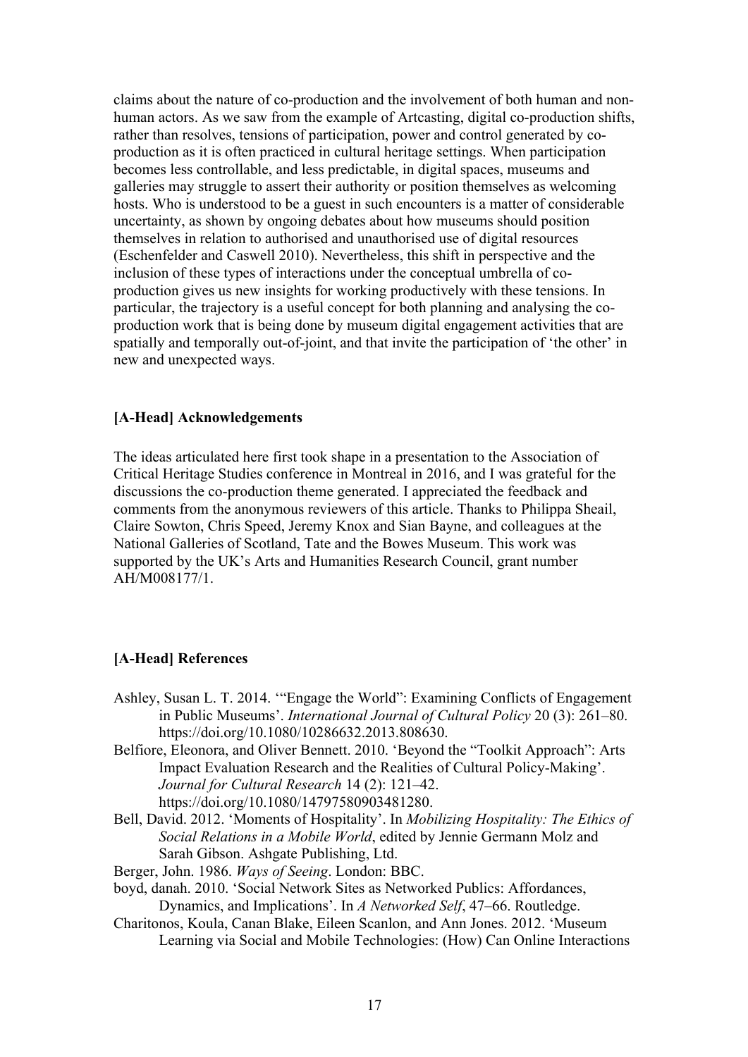claims about the nature of co-production and the involvement of both human and non-human actors. As we saw from the example of Artcasting, digital co-production shifts, rather than resolves, tensions of participation, power and control generated by co-production as it is often practiced in cultural heritage settings. When participation becomes less controllable, and less predictable, in digital spaces, museums and galleries may struggle to assert their authority or position themselves as welcoming hosts. Who is understood to be a guest in such encounters is a matter of considerable uncertainty, as shown by ongoing debates about how museums should position themselves in relation to authorised and unauthorised use of digital resources (Eschenfelder and Caswell 2010). Nevertheless, this shift in perspective and the inclusion of these types of interactions under the conceptual umbrella of co-production gives us new insights for working productively with these tensions. In particular, the trajectory is a useful concept for both planning and analysing the co-production work that is being done by museum digital engagement activities that are spatially and temporally out-of-joint, and that invite the participation of 'the other' in new and unexpected ways.

## [A-Head] Acknowledgements

The ideas articulated here first took shape in a presentation to the Association of Critical Heritage Studies conference in Montreal in 2016, and I was grateful for the discussions the co-production theme generated. I appreciated the feedback and comments from the anonymous reviewers of this article. Thanks to Philippa Sheail, Claire Sowton, Chris Speed, Jeremy Knox and Sian Bayne, and colleagues at the National Galleries of Scotland, Tate and the Bowes Museum. This work was supported by the UK's Arts and Humanities Research Council, grant number AH/M008177/1.

## [A-Head] References

Ashley, Susan L. T. 2014. '"Engage the World": Examining Conflicts of Engagement in Public Museums'. *International Journal of Cultural Policy* 20 (3): 261–80. https://doi.org/10.1080/10286632.2013.808630.

Belfiore, Eleonora, and Oliver Bennett. 2010. 'Beyond the "Toolkit Approach": Arts Impact Evaluation Research and the Realities of Cultural Policy-Making'. *Journal for Cultural Research* 14 (2): 121–42. https://doi.org/10.1080/14797580903481280.

Bell, David. 2012. 'Moments of Hospitality'. In *Mobilizing Hospitality: The Ethics of Social Relations in a Mobile World*, edited by Jennie Germann Molz and Sarah Gibson. Ashgate Publishing, Ltd.

Berger, John. 1986. *Ways of Seeing*. London: BBC.

boyd, danah. 2010. 'Social Network Sites as Networked Publics: Affordances, Dynamics, and Implications'. In *A Networked Self*, 47–66. Routledge.

Charitonos, Koula, Canan Blake, Eileen Scanlon, and Ann Jones. 2012. 'Museum Learning via Social and Mobile Technologies: (How) Can Online Interactions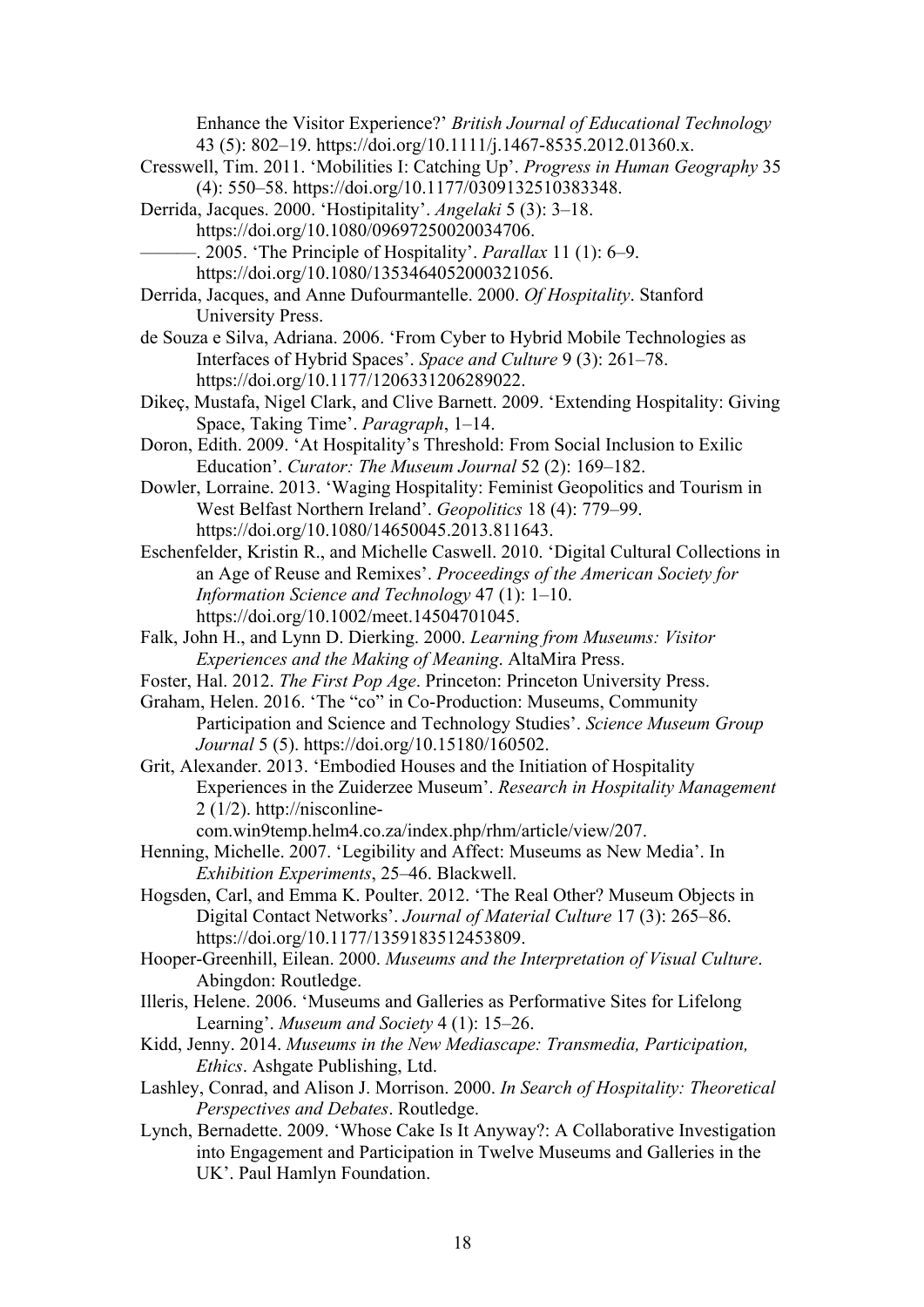Enhance the Visitor Experience?' *British Journal of Educational Technology* 43 (5): 802–19. https://doi.org/10.1111/j.1467-8535.2012.01360.x.

Cresswell, Tim. 2011. 'Mobilities I: Catching Up'. *Progress in Human Geography* 35 (4): 550–58. https://doi.org/10.1177/0309132510383348.

Derrida, Jacques. 2000. 'Hostipitality'. *Angelaki* 5 (3): 3–18. https://doi.org/10.1080/09697250020034706.

———. 2005. 'The Principle of Hospitality'. *Parallax* 11 (1): 6–9. https://doi.org/10.1080/1353464052000321056.

Derrida, Jacques, and Anne Dufourmantelle. 2000. *Of Hospitality*. Stanford University Press.

de Souza e Silva, Adriana. 2006. 'From Cyber to Hybrid Mobile Technologies as Interfaces of Hybrid Spaces'. *Space and Culture* 9 (3): 261–78. https://doi.org/10.1177/1206331206289022.

Dikeç, Mustafa, Nigel Clark, and Clive Barnett. 2009. 'Extending Hospitality: Giving Space, Taking Time'. *Paragraph*, 1–14.

Doron, Edith. 2009. 'At Hospitality's Threshold: From Social Inclusion to Exilic Education'. *Curator: The Museum Journal* 52 (2): 169–182.

Dowler, Lorraine. 2013. 'Waging Hospitality: Feminist Geopolitics and Tourism in West Belfast Northern Ireland'. *Geopolitics* 18 (4): 779–99. https://doi.org/10.1080/14650045.2013.811643.

Eschenfelder, Kristin R., and Michelle Caswell. 2010. 'Digital Cultural Collections in an Age of Reuse and Remixes'. *Proceedings of the American Society for Information Science and Technology* 47 (1): 1–10. https://doi.org/10.1002/meet.14504701045.

Falk, John H., and Lynn D. Dierking. 2000. *Learning from Museums: Visitor Experiences and the Making of Meaning*. AltaMira Press.

Foster, Hal. 2012. *The First Pop Age*. Princeton: Princeton University Press.

Graham, Helen. 2016. 'The "co" in Co-Production: Museums, Community Participation and Science and Technology Studies'. *Science Museum Group Journal* 5 (5). https://doi.org/10.15180/160502.

Grit, Alexander. 2013. 'Embodied Houses and the Initiation of Hospitality Experiences in the Zuiderzee Museum'. *Research in Hospitality Management* 2 (1/2). http://nisconline-com.win9temp.helm4.co.za/index.php/rhm/article/view/207.

Henning, Michelle. 2007. 'Legibility and Affect: Museums as New Media'. In *Exhibition Experiments*, 25–46. Blackwell.

Hogsden, Carl, and Emma K. Poulter. 2012. 'The Real Other? Museum Objects in Digital Contact Networks'. *Journal of Material Culture* 17 (3): 265–86. https://doi.org/10.1177/1359183512453809.

Hooper-Greenhill, Eilean. 2000. *Museums and the Interpretation of Visual Culture*. Abingdon: Routledge.

Illeris, Helene. 2006. 'Museums and Galleries as Performative Sites for Lifelong Learning'. *Museum and Society* 4 (1): 15–26.

Kidd, Jenny. 2014. *Museums in the New Mediascape: Transmedia, Participation, Ethics*. Ashgate Publishing, Ltd.

Lashley, Conrad, and Alison J. Morrison. 2000. *In Search of Hospitality: Theoretical Perspectives and Debates*. Routledge.

Lynch, Bernadette. 2009. 'Whose Cake Is It Anyway?: A Collaborative Investigation into Engagement and Participation in Twelve Museums and Galleries in the UK'. Paul Hamlyn Foundation.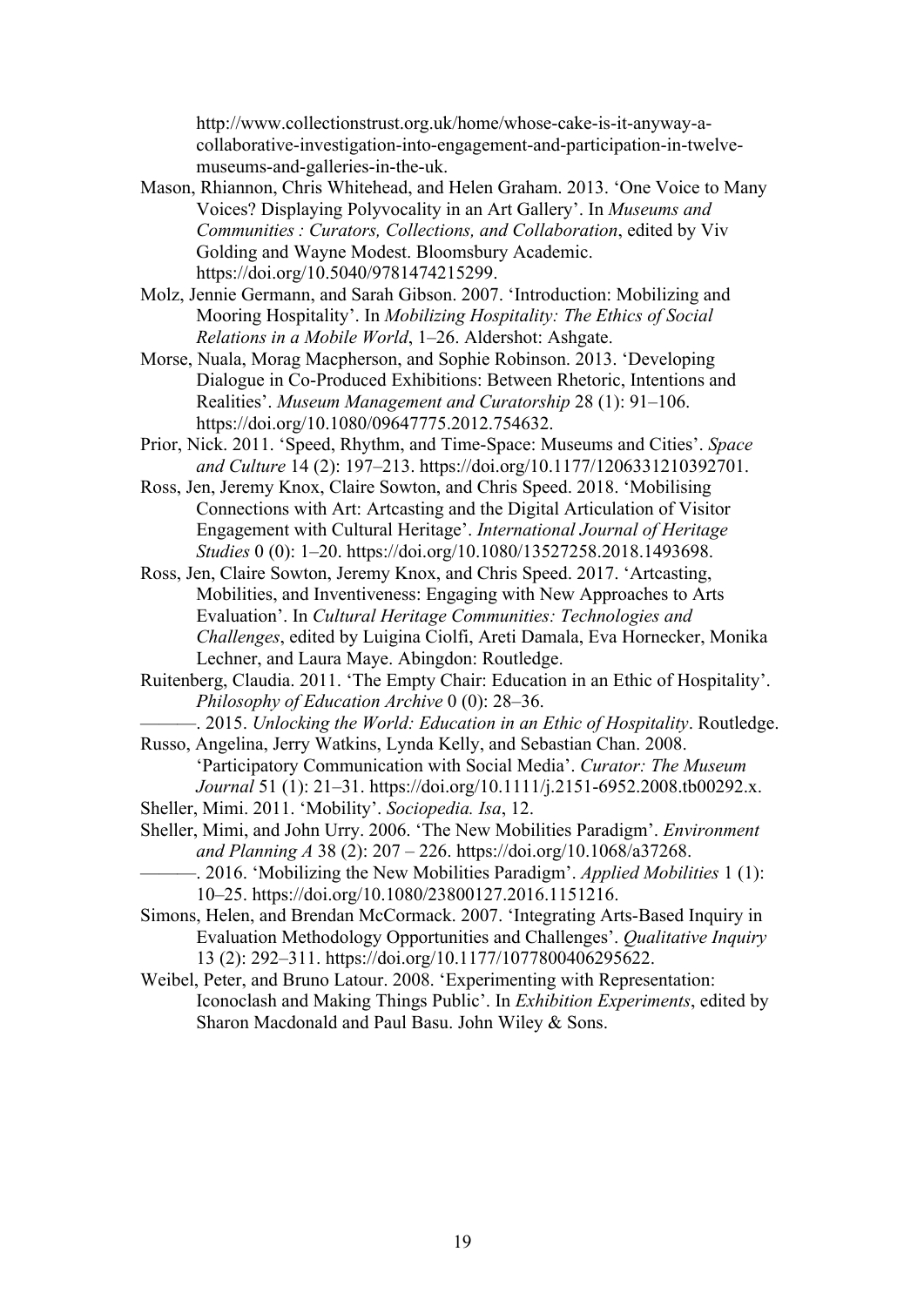http://www.collectionstrust.org.uk/home/whose-cake-is-it-anyway-a-collaborative-investigation-into-engagement-and-participation-in-twelve-museums-and-galleries-in-the-uk.

Mason, Rhiannon, Chris Whitehead, and Helen Graham. 2013. 'One Voice to Many Voices? Displaying Polyvocality in an Art Gallery'. In *Museums and Communities : Curators, Collections, and Collaboration*, edited by Viv Golding and Wayne Modest. Bloomsbury Academic. https://doi.org/10.5040/9781474215299.

Molz, Jennie Germann, and Sarah Gibson. 2007. 'Introduction: Mobilizing and Mooring Hospitality'. In *Mobilizing Hospitality: The Ethics of Social Relations in a Mobile World*, 1–26. Aldershot: Ashgate.

Morse, Nuala, Morag Macpherson, and Sophie Robinson. 2013. 'Developing Dialogue in Co-Produced Exhibitions: Between Rhetoric, Intentions and Realities'. *Museum Management and Curatorship* 28 (1): 91–106. https://doi.org/10.1080/09647775.2012.754632.

Prior, Nick. 2011. 'Speed, Rhythm, and Time-Space: Museums and Cities'. *Space and Culture* 14 (2): 197–213. https://doi.org/10.1177/1206331210392701.

Ross, Jen, Jeremy Knox, Claire Sowton, and Chris Speed. 2018. 'Mobilising Connections with Art: Artcasting and the Digital Articulation of Visitor Engagement with Cultural Heritage'. *International Journal of Heritage Studies* 0 (0): 1–20. https://doi.org/10.1080/13527258.2018.1493698.

Ross, Jen, Claire Sowton, Jeremy Knox, and Chris Speed. 2017. 'Artcasting, Mobilities, and Inventiveness: Engaging with New Approaches to Arts Evaluation'. In *Cultural Heritage Communities: Technologies and Challenges*, edited by Luigina Ciolfi, Areti Damala, Eva Hornecker, Monika Lechner, and Laura Maye. Abingdon: Routledge.

Ruitenberg, Claudia. 2011. 'The Empty Chair: Education in an Ethic of Hospitality'. *Philosophy of Education Archive* 0 (0): 28–36.

———. 2015. *Unlocking the World: Education in an Ethic of Hospitality*. Routledge.

Russo, Angelina, Jerry Watkins, Lynda Kelly, and Sebastian Chan. 2008. 'Participatory Communication with Social Media'. *Curator: The Museum Journal* 51 (1): 21–31. https://doi.org/10.1111/j.2151-6952.2008.tb00292.x.

Sheller, Mimi. 2011. 'Mobility'. *Sociopedia. Isa*, 12.

Sheller, Mimi, and John Urry. 2006. 'The New Mobilities Paradigm'. *Environment and Planning A* 38 (2): 207 – 226. https://doi.org/10.1068/a37268.

———. 2016. 'Mobilizing the New Mobilities Paradigm'. *Applied Mobilities* 1 (1): 10–25. https://doi.org/10.1080/23800127.2016.1151216.

Simons, Helen, and Brendan McCormack. 2007. 'Integrating Arts-Based Inquiry in Evaluation Methodology Opportunities and Challenges'. *Qualitative Inquiry* 13 (2): 292–311. https://doi.org/10.1177/1077800406295622.

Weibel, Peter, and Bruno Latour. 2008. 'Experimenting with Representation: Iconoclash and Making Things Public'. In *Exhibition Experiments*, edited by Sharon Macdonald and Paul Basu. John Wiley & Sons.